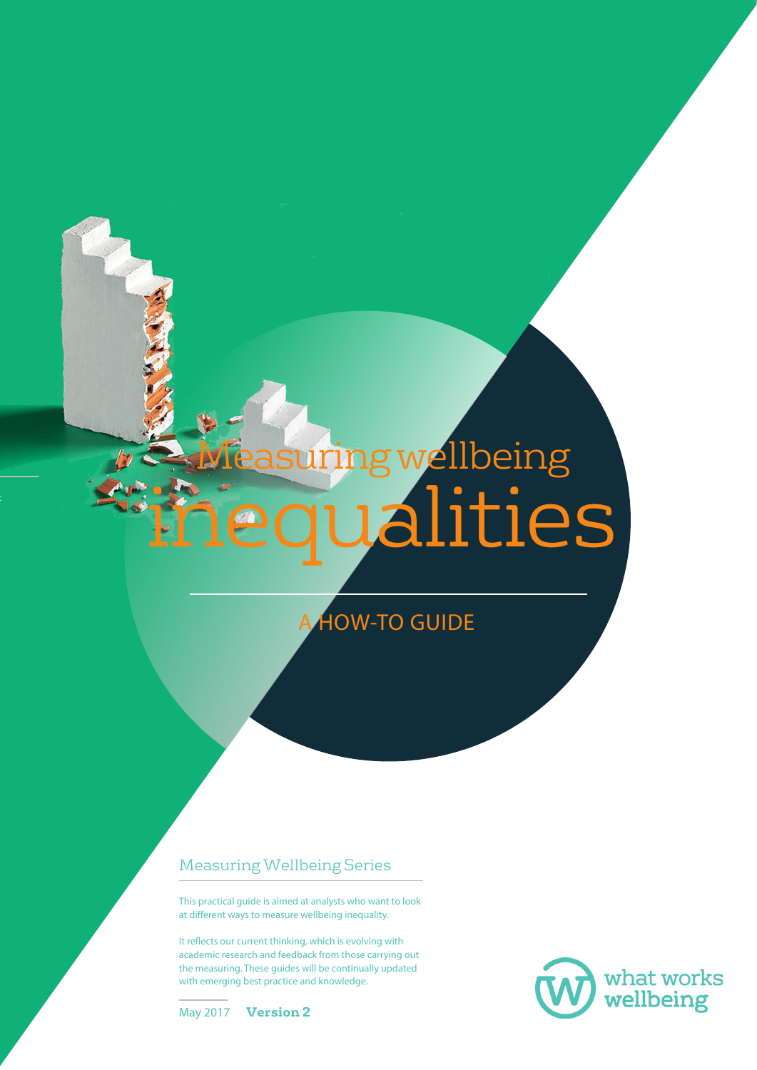# Measuring wellbeing inequalities

## A HOW-TO GUIDE

### Measuring Wellbeing Series

This practical guide is aimed at analysts who want to look at different ways to measure wellbeing inequality.

It reflects our current thinking, which is evolving with academic research and feedback from those carrying out the measuring. These guides will be continually updated with emerging best practice and knowledge.

May 2017 **Version 2**

what works wellbeing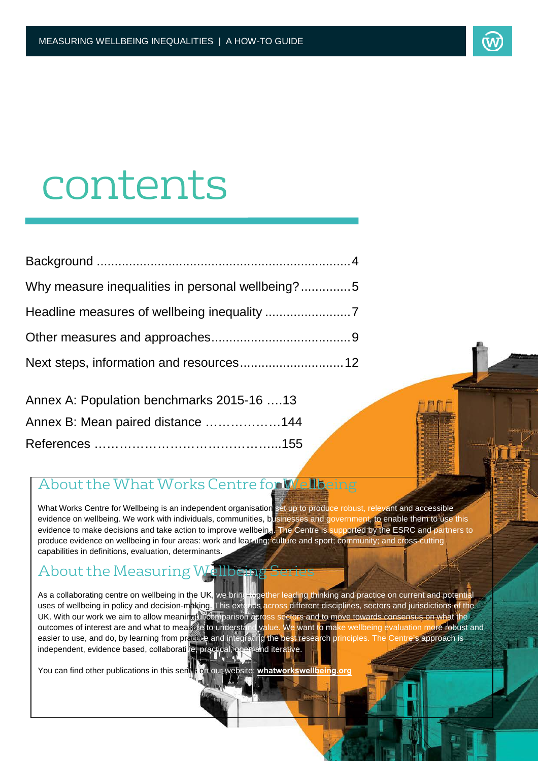# contents

Background ......................................................................4

Why measure inequalities in personal wellbeing?..............5

Headline measures of wellbeing inequality ........................7

Other measures and approaches.......................................9

Next steps, information and resources.............................12

Annex A: Population benchmarks 2015-16 ….13

Annex B: Mean paired distance ………………144

References ………………………………………..155

## About the What Works Centre for Wellbeing

What Works Centre for Wellbeing is an independent organisation set up to produce robust, relevant and accessible evidence on wellbeing. We work with individuals, communities, businesses and government, to enable them to use this evidence to make decisions and take action to improve wellbeing. The Centre is supported by the ESRC and partners to produce evidence on wellbeing in four areas: work and learning; culture and sport; community; and cross-cutting capabilities in definitions, evaluation, determinants.

## About the Measuring Wellbeing Series

As a collaborating centre on wellbeing in the UK, we bring together leading thinking and practice on current and potential uses of wellbeing in policy and decision-making. This extends across different disciplines, sectors and jurisdictions of the UK. With our work we aim to allow meaningful comparison across sectors and to move towards consensus on what the outcomes of interest are and what to measure to understand value. We want to make wellbeing evaluation more robust and easier to use, and do, by learning from practice and integrating the best research principles. The Centre's approach is independent, evidence based, collaborative, practical, open and iterative.

You can find other publications in this series on our website: **whatworkswellbeing.org**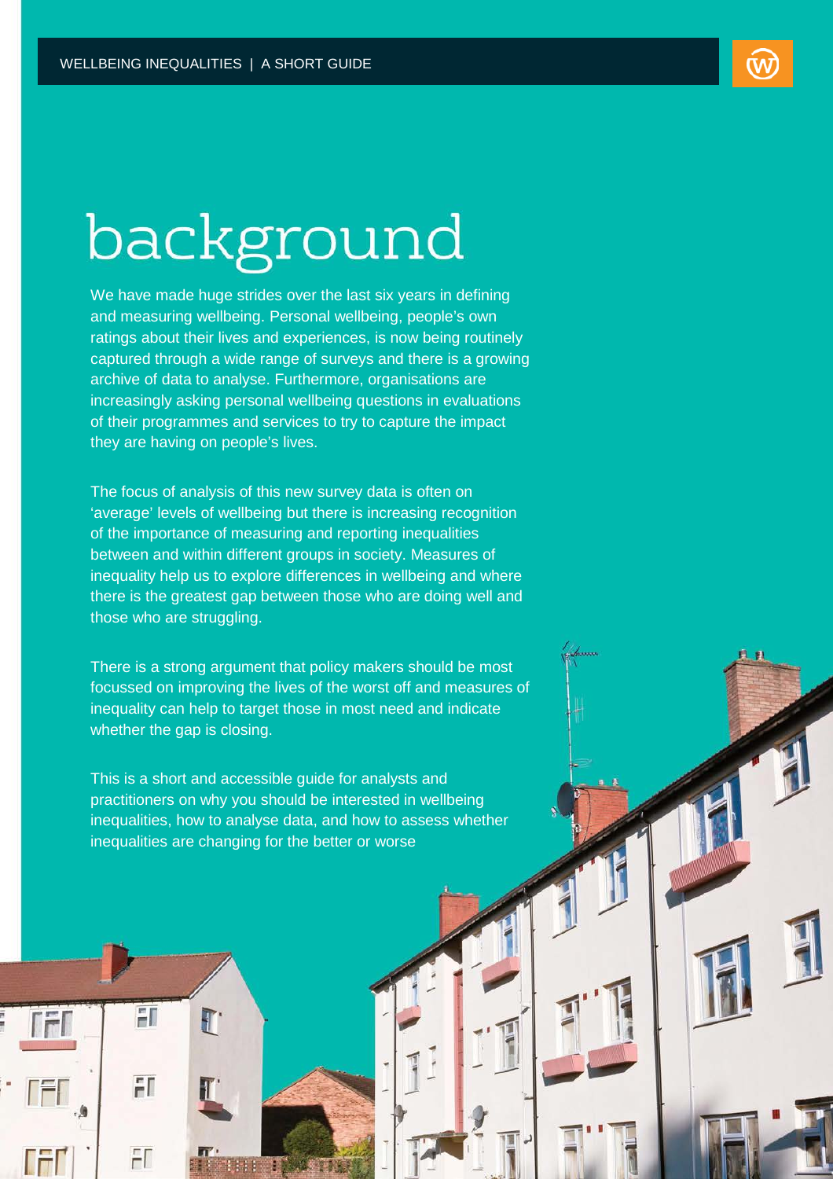# background

We have made huge strides over the last six years in defining and measuring wellbeing. Personal wellbeing, people's own ratings about their lives and experiences, is now being routinely captured through a wide range of surveys and there is a growing archive of data to analyse. Furthermore, organisations are increasingly asking personal wellbeing questions in evaluations of their programmes and services to try to capture the impact they are having on people's lives.

The focus of analysis of this new survey data is often on 'average' levels of wellbeing but there is increasing recognition of the importance of measuring and reporting inequalities between and within different groups in society. Measures of inequality help us to explore differences in wellbeing and where there is the greatest gap between those who are doing well and those who are struggling.

There is a strong argument that policy makers should be most focussed on improving the lives of the worst off and measures of inequality can help to target those in most need and indicate whether the gap is closing.

This is a short and accessible guide for analysts and practitioners on why you should be interested in wellbeing inequalities, how to analyse data, and how to assess whether inequalities are changing for the better or worse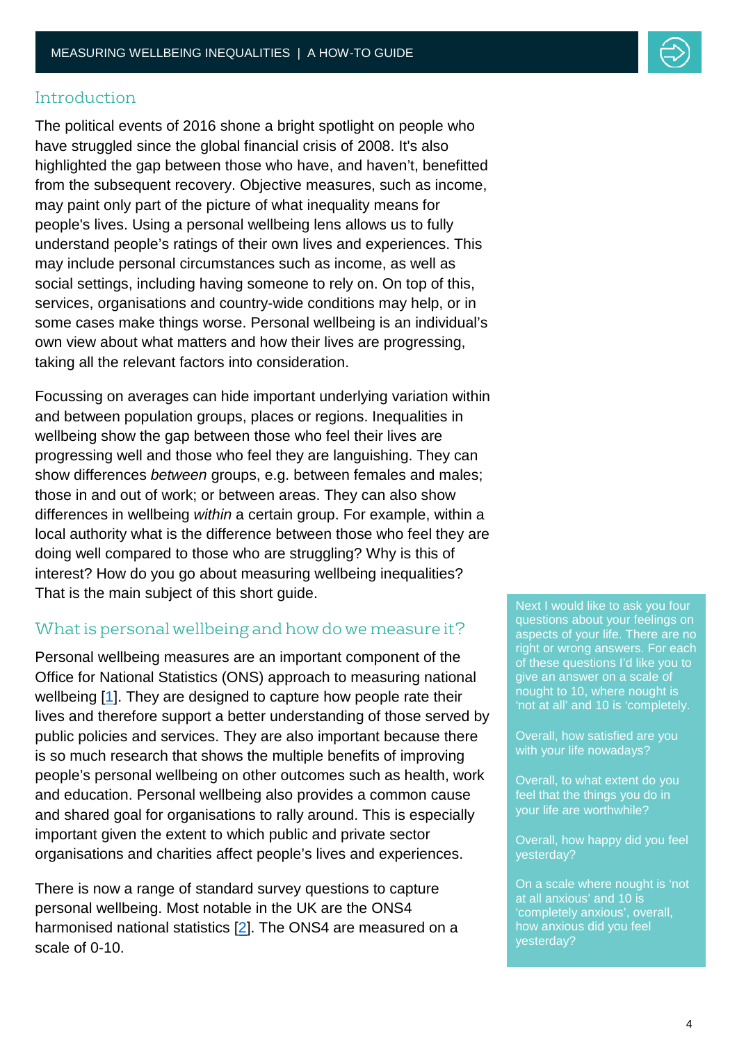## Introduction

The political events of 2016 shone a bright spotlight on people who have struggled since the global financial crisis of 2008. It's also highlighted the gap between those who have, and haven't, benefitted from the subsequent recovery. Objective measures, such as income, may paint only part of the picture of what inequality means for people's lives. Using a personal wellbeing lens allows us to fully understand people's ratings of their own lives and experiences. This may include personal circumstances such as income, as well as social settings, including having someone to rely on. On top of this, services, organisations and country-wide conditions may help, or in some cases make things worse. Personal wellbeing is an individual's own view about what matters and how their lives are progressing, taking all the relevant factors into consideration.

Focussing on averages can hide important underlying variation within and between population groups, places or regions. Inequalities in wellbeing show the gap between those who feel their lives are progressing well and those who feel they are languishing. They can show differences *between* groups, e.g. between females and males; those in and out of work; or between areas. They can also show differences in wellbeing *within* a certain group. For example, within a local authority what is the difference between those who feel they are doing well compared to those who are struggling? Why is this of interest? How do you go about measuring wellbeing inequalities? That is the main subject of this short guide.

## What is personal wellbeing and how do we measure it?

Personal wellbeing measures are an important component of the Office for National Statistics (ONS) approach to measuring national wellbeing [1]. They are designed to capture how people rate their lives and therefore support a better understanding of those served by public policies and services. They are also important because there is so much research that shows the multiple benefits of improving people's personal wellbeing on other outcomes such as health, work and education. Personal wellbeing also provides a common cause and shared goal for organisations to rally around. This is especially important given the extent to which public and private sector organisations and charities affect people's lives and experiences.

There is now a range of standard survey questions to capture personal wellbeing. Most notable in the UK are the ONS4 harmonised national statistics [2]. The ONS4 are measured on a scale of 0-10.

> Next I would like to ask you four questions about your feelings on aspects of your life. There are no right or wrong answers. For each of these questions I'd like you to give an answer on a scale of nought to 10, where nought is 'not at all' and 10 is 'completely.
>
> Overall, how satisfied are you with your life nowadays?
>
> Overall, to what extent do you feel that the things you do in your life are worthwhile?
>
> Overall, how happy did you feel yesterday?
>
> On a scale where nought is 'not at all anxious' and 10 is 'completely anxious', overall, how anxious did you feel yesterday?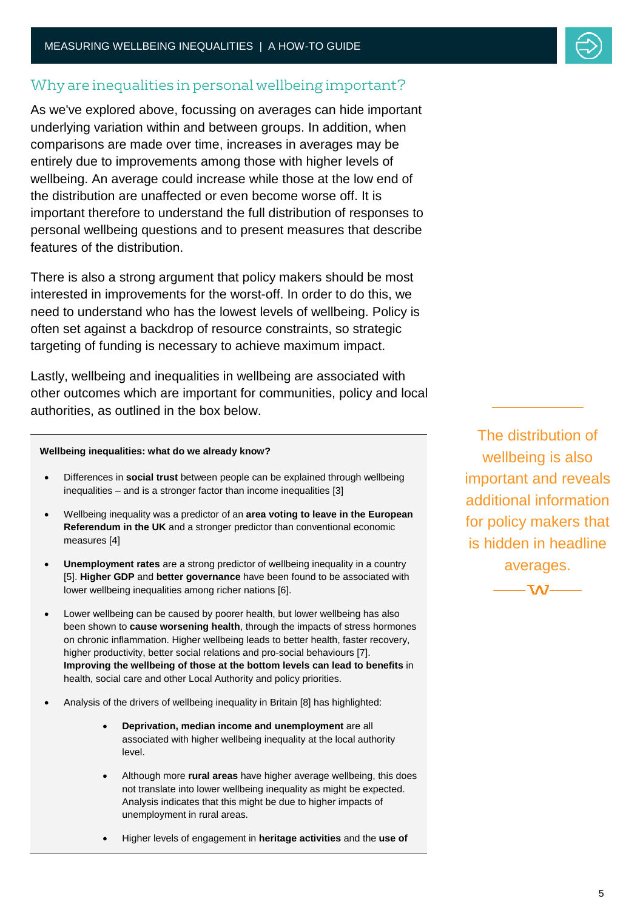## Why are inequalities in personal wellbeing important?

As we've explored above, focussing on averages can hide important underlying variation within and between groups. In addition, when comparisons are made over time, increases in averages may be entirely due to improvements among those with higher levels of wellbeing. An average could increase while those at the low end of the distribution are unaffected or even become worse off. It is important therefore to understand the full distribution of responses to personal wellbeing questions and to present measures that describe features of the distribution.

There is also a strong argument that policy makers should be most interested in improvements for the worst-off. In order to do this, we need to understand who has the lowest levels of wellbeing. Policy is often set against a backdrop of resource constraints, so strategic targeting of funding is necessary to achieve maximum impact.

Lastly, wellbeing and inequalities in wellbeing are associated with other outcomes which are important for communities, policy and local authorities, as outlined in the box below.

> The distribution of wellbeing is also important and reveals additional information for policy makers that is hidden in headline averages.

**Wellbeing inequalities: what do we already know?**

- Differences in **social trust** between people can be explained through wellbeing inequalities – and is a stronger factor than income inequalities [3]
- Wellbeing inequality was a predictor of an **area voting to leave in the European Referendum in the UK** and a stronger predictor than conventional economic measures [4]
- **Unemployment rates** are a strong predictor of wellbeing inequality in a country [5]. **Higher GDP** and **better governance** have been found to be associated with lower wellbeing inequalities among richer nations [6].
- Lower wellbeing can be caused by poorer health, but lower wellbeing has also been shown to **cause worsening health**, through the impacts of stress hormones on chronic inflammation. Higher wellbeing leads to better health, faster recovery, higher productivity, better social relations and pro-social behaviours [7]. **Improving the wellbeing of those at the bottom levels can lead to benefits** in health, social care and other Local Authority and policy priorities.
- Analysis of the drivers of wellbeing inequality in Britain [8] has highlighted:
    - **Deprivation, median income and unemployment** are all associated with higher wellbeing inequality at the local authority level.
    - Although more **rural areas** have higher average wellbeing, this does not translate into lower wellbeing inequality as might be expected. Analysis indicates that this might be due to higher impacts of unemployment in rural areas.
    - Higher levels of engagement in **heritage activities** and the **use of**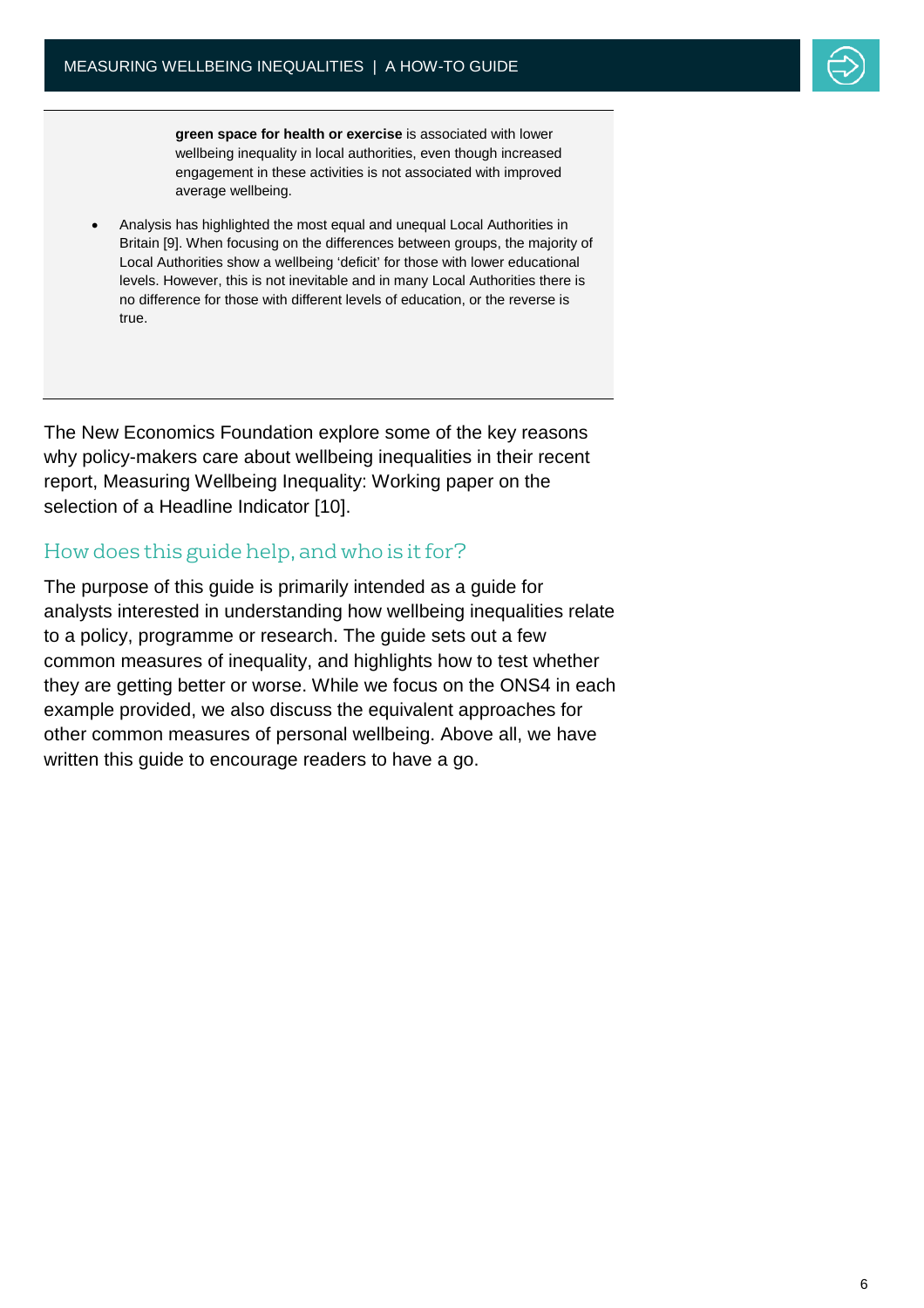**green space for health or exercise** is associated with lower wellbeing inequality in local authorities, even though increased engagement in these activities is not associated with improved average wellbeing.

- Analysis has highlighted the most equal and unequal Local Authorities in Britain [9]. When focusing on the differences between groups, the majority of Local Authorities show a wellbeing 'deficit' for those with lower educational levels. However, this is not inevitable and in many Local Authorities there is no difference for those with different levels of education, or the reverse is true.

The New Economics Foundation explore some of the key reasons why policy-makers care about wellbeing inequalities in their recent report, Measuring Wellbeing Inequality: Working paper on the selection of a Headline Indicator [10].

## How does this guide help, and who is it for?

The purpose of this guide is primarily intended as a guide for analysts interested in understanding how wellbeing inequalities relate to a policy, programme or research. The guide sets out a few common measures of inequality, and highlights how to test whether they are getting better or worse. While we focus on the ONS4 in each example provided, we also discuss the equivalent approaches for other common measures of personal wellbeing. Above all, we have written this guide to encourage readers to have a go.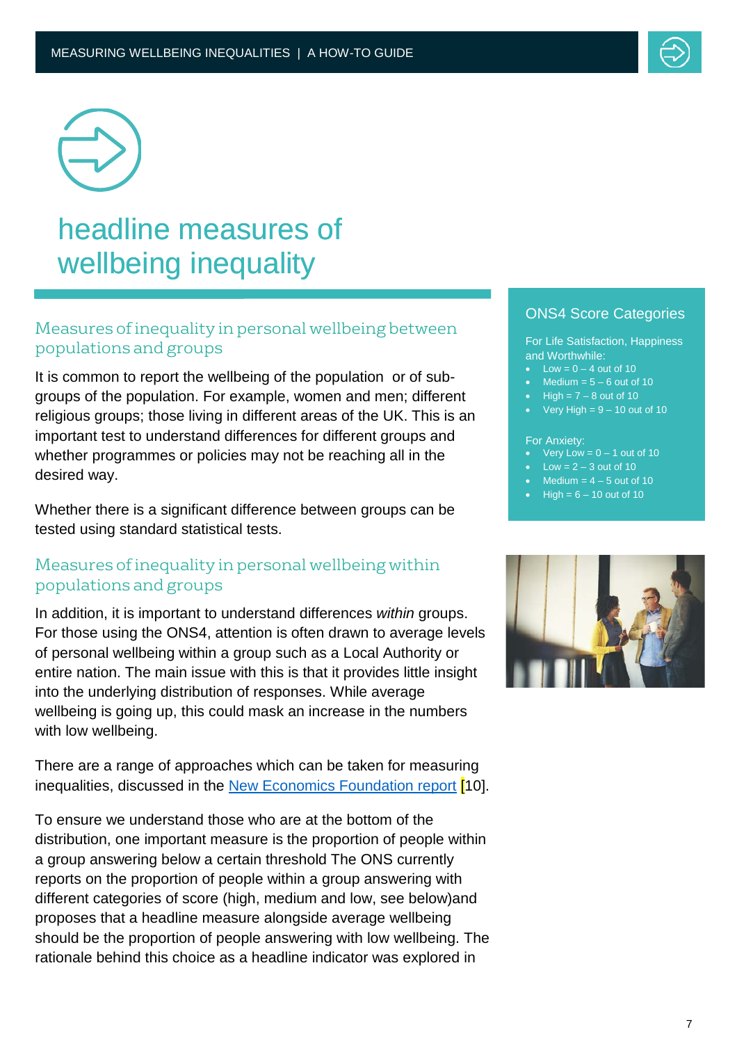# headline measures of wellbeing inequality

## Measures of inequality in personal wellbeing between populations and groups

It is common to report the wellbeing of the population or of sub-groups of the population. For example, women and men; different religious groups; those living in different areas of the UK. This is an important test to understand differences for different groups and whether programmes or policies may not be reaching all in the desired way.

Whether there is a significant difference between groups can be tested using standard statistical tests.

## Measures of inequality in personal wellbeing within populations and groups

In addition, it is important to understand differences *within* groups. For those using the ONS4, attention is often drawn to average levels of personal wellbeing within a group such as a Local Authority or entire nation. The main issue with this is that it provides little insight into the underlying distribution of responses. While average wellbeing is going up, this could mask an increase in the numbers with low wellbeing.

There are a range of approaches which can be taken for measuring inequalities, discussed in the New Economics Foundation report [10].

To ensure we understand those who are at the bottom of the distribution, one important measure is the proportion of people within a group answering below a certain threshold The ONS currently reports on the proportion of people within a group answering with different categories of score (high, medium and low, see below)and proposes that a headline measure alongside average wellbeing should be the proportion of people answering with low wellbeing. The rationale behind this choice as a headline indicator was explored in

### ONS4 Score Categories

For Life Satisfaction, Happiness and Worthwhile:

- Low = 0 – 4 out of 10
- Medium = 5 – 6 out of 10
- High = 7 – 8 out of 10
- Very High = 9 – 10 out of 10

For Anxiety:

- Very Low = 0 – 1 out of 10
- Low = 2 – 3 out of 10
- Medium = 4 – 5 out of 10
- High = 6 – 10 out of 10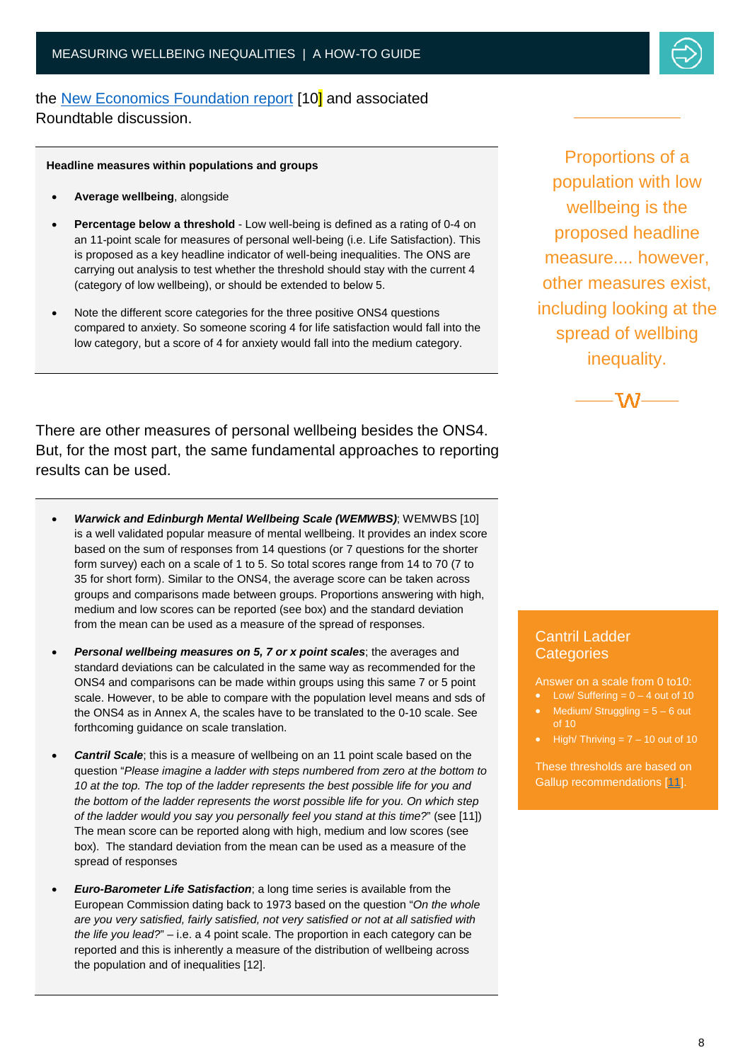the New Economics Foundation report [10] and associated Roundtable discussion.

**Headline measures within populations and groups**

- **Average wellbeing**, alongside
- **Percentage below a threshold** - Low well-being is defined as a rating of 0-4 on an 11-point scale for measures of personal well-being (i.e. Life Satisfaction). This is proposed as a key headline indicator of well-being inequalities. The ONS are carrying out analysis to test whether the threshold should stay with the current 4 (category of low wellbeing), or should be extended to below 5.
- Note the different score categories for the three positive ONS4 questions compared to anxiety. So someone scoring 4 for life satisfaction would fall into the low category, but a score of 4 for anxiety would fall into the medium category.

Proportions of a population with low wellbeing is the proposed headline measure.... however, other measures exist, including looking at the spread of wellbing inequality.

There are other measures of personal wellbeing besides the ONS4. But, for the most part, the same fundamental approaches to reporting results can be used.

- ***Warwick and Edinburgh Mental Wellbeing Scale (WEMWBS)***; WEMWBS [10] is a well validated popular measure of mental wellbeing. It provides an index score based on the sum of responses from 14 questions (or 7 questions for the shorter form survey) each on a scale of 1 to 5. So total scores range from 14 to 70 (7 to 35 for short form). Similar to the ONS4, the average score can be taken across groups and comparisons made between groups. Proportions answering with high, medium and low scores can be reported (see box) and the standard deviation from the mean can be used as a measure of the spread of responses.
- ***Personal wellbeing measures on 5, 7 or x point scales***; the averages and standard deviations can be calculated in the same way as recommended for the ONS4 and comparisons can be made within groups using this same 7 or 5 point scale. However, to be able to compare with the population level means and sds of the ONS4 as in Annex A, the scales have to be translated to the 0-10 scale. See forthcoming guidance on scale translation.
- ***Cantril Scale***; this is a measure of wellbeing on an 11 point scale based on the question "*Please imagine a ladder with steps numbered from zero at the bottom to 10 at the top. The top of the ladder represents the best possible life for you and the bottom of the ladder represents the worst possible life for you. On which step of the ladder would you say you personally feel you stand at this time?*" (see [11]) The mean score can be reported along with high, medium and low scores (see box). The standard deviation from the mean can be used as a measure of the spread of responses
- ***Euro-Barometer Life Satisfaction***; a long time series is available from the European Commission dating back to 1973 based on the question "*On the whole are you very satisfied, fairly satisfied, not very satisfied or not at all satisfied with the life you lead?*" – i.e. a 4 point scale. The proportion in each category can be reported and this is inherently a measure of the distribution of wellbeing across the population and of inequalities [12].

**Cantril Ladder Categories**

Answer on a scale from 0 to10:

- Low/ Suffering = 0 – 4 out of 10
- Medium/ Struggling = 5 – 6 out of 10
- High/ Thriving = 7 – 10 out of 10

These thresholds are based on Gallup recommendations [11].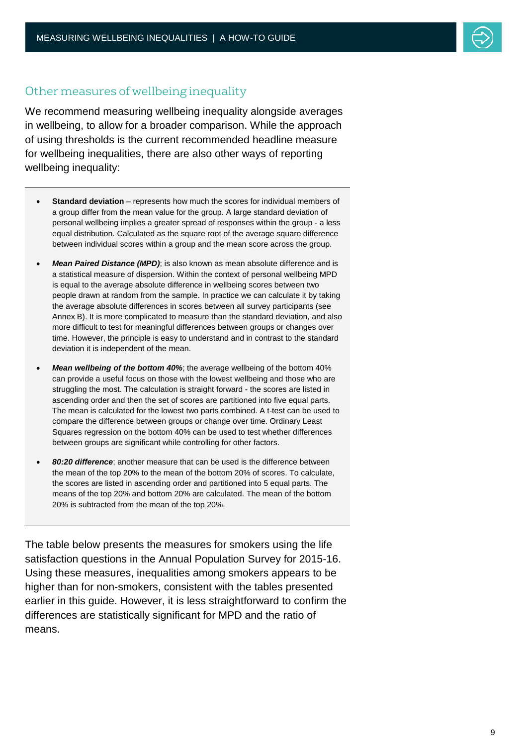## Other measures of wellbeing inequality

We recommend measuring wellbeing inequality alongside averages in wellbeing, to allow for a broader comparison. While the approach of using thresholds is the current recommended headline measure for wellbeing inequalities, there are also other ways of reporting wellbeing inequality:

- **Standard deviation** – represents how much the scores for individual members of a group differ from the mean value for the group. A large standard deviation of personal wellbeing implies a greater spread of responses within the group - a less equal distribution. Calculated as the square root of the average square difference between individual scores within a group and the mean score across the group.
- ***Mean Paired Distance (MPD)***; is also known as mean absolute difference and is a statistical measure of dispersion. Within the context of personal wellbeing MPD is equal to the average absolute difference in wellbeing scores between two people drawn at random from the sample. In practice we can calculate it by taking the average absolute differences in scores between all survey participants (see Annex B). It is more complicated to measure than the standard deviation, and also more difficult to test for meaningful differences between groups or changes over time. However, the principle is easy to understand and in contrast to the standard deviation it is independent of the mean.
- ***Mean wellbeing of the bottom 40%***; the average wellbeing of the bottom 40% can provide a useful focus on those with the lowest wellbeing and those who are struggling the most. The calculation is straight forward - the scores are listed in ascending order and then the set of scores are partitioned into five equal parts. The mean is calculated for the lowest two parts combined. A t-test can be used to compare the difference between groups or change over time. Ordinary Least Squares regression on the bottom 40% can be used to test whether differences between groups are significant while controlling for other factors.
- ***80:20 difference***; another measure that can be used is the difference between the mean of the top 20% to the mean of the bottom 20% of scores. To calculate, the scores are listed in ascending order and partitioned into 5 equal parts. The means of the top 20% and bottom 20% are calculated. The mean of the bottom 20% is subtracted from the mean of the top 20%.

The table below presents the measures for smokers using the life satisfaction questions in the Annual Population Survey for 2015-16. Using these measures, inequalities among smokers appears to be higher than for non-smokers, consistent with the tables presented earlier in this guide. However, it is less straightforward to confirm the differences are statistically significant for MPD and the ratio of means.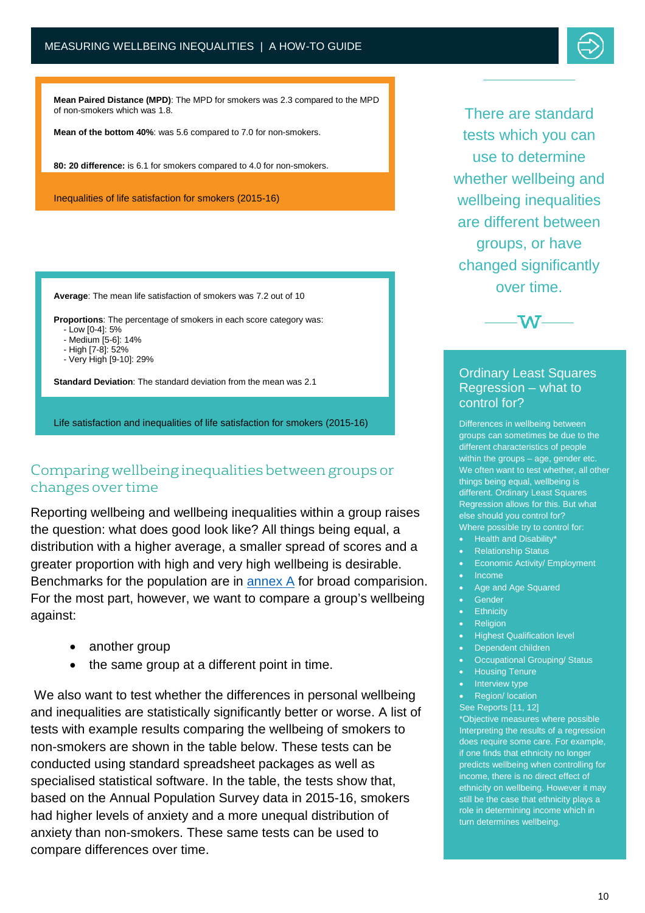**Mean Paired Distance (MPD)**: The MPD for smokers was 2.3 compared to the MPD of non-smokers which was 1.8.

**Mean of the bottom 40%**: was 5.6 compared to 7.0 for non-smokers.

**80: 20 difference:** is 6.1 for smokers compared to 4.0 for non-smokers.

Inequalities of life satisfaction for smokers (2015-16)

**Average**: The mean life satisfaction of smokers was 7.2 out of 10

**Proportions**: The percentage of smokers in each score category was:
- Low [0-4]: 5%
- Medium [5-6]: 14%
- High [7-8]: 52%
- Very High [9-10]: 29%

**Standard Deviation**: The standard deviation from the mean was 2.1

Life satisfaction and inequalities of life satisfaction for smokers (2015-16)

## Comparing wellbeing inequalities between groups or changes over time

Reporting wellbeing and wellbeing inequalities within a group raises the question: what does good look like? All things being equal, a distribution with a higher average, a smaller spread of scores and a greater proportion with high and very high wellbeing is desirable. Benchmarks for the population are in annex A for broad comparision. For the most part, however, we want to compare a group's wellbeing against:

- another group
- the same group at a different point in time.

We also want to test whether the differences in personal wellbeing and inequalities are statistically significantly better or worse. A list of tests with example results comparing the wellbeing of smokers to non-smokers are shown in the table below. These tests can be conducted using standard spreadsheet packages as well as specialised statistical software. In the table, the tests show that, based on the Annual Population Survey data in 2015-16, smokers had higher levels of anxiety and a more unequal distribution of anxiety than non-smokers. These same tests can be used to compare differences over time.

There are standard tests which you can use to determine whether wellbeing and wellbeing inequalities are different between groups, or have changed significantly over time.

### Ordinary Least Squares Regression – what to control for?

Differences in wellbeing between groups can sometimes be due to the different characteristics of people within the groups – age, gender etc. We often want to test whether, all other things being equal, wellbeing is different. Ordinary Least Squares Regression allows for this. But what else should you control for?

Where possible try to control for:

- Health and Disability*
- Relationship Status
- Economic Activity/ Employment
- Income
- Age and Age Squared
- Gender
- Ethnicity
- Religion
- Highest Qualification level
- Dependent children
- Occupational Grouping/ Status
- Housing Tenure
- Interview type
- Region/ location

See Reports [11, 12]

*Objective measures where possible

Interpreting the results of a regression does require some care. For example, if one finds that ethnicity no longer predicts wellbeing when controlling for income, there is no direct effect of ethnicity on wellbeing. However it may still be the case that ethnicity plays a role in determining income which in turn determines wellbeing.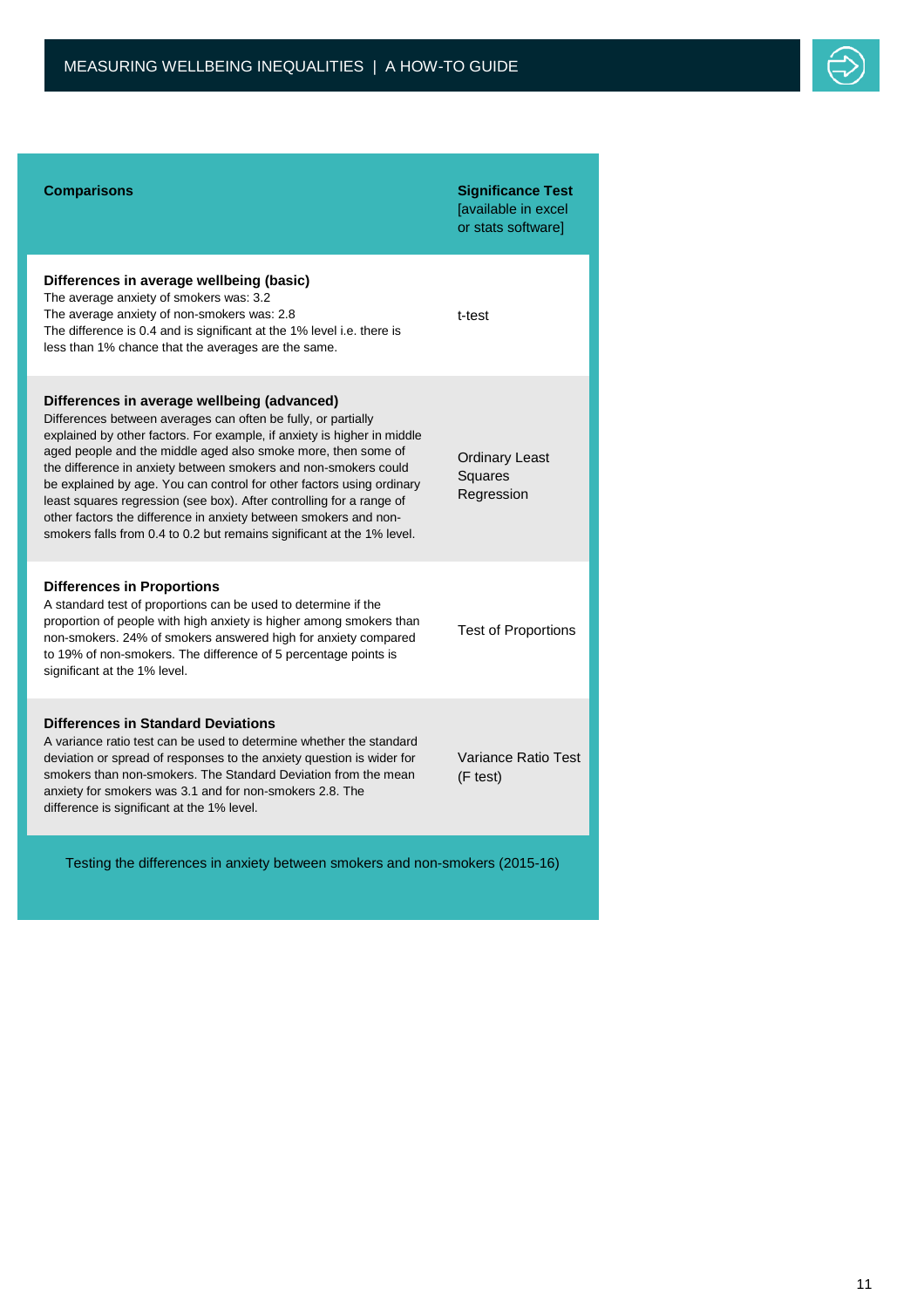| Comparisons | Significance Test [available in excel or stats software] |
|---|---|
| **Differences in average wellbeing (basic)**<br>The average anxiety of smokers was: 3.2<br>The average anxiety of non-smokers was: 2.8<br>The difference is 0.4 and is significant at the 1% level i.e. there is less than 1% chance that the averages are the same. | t-test |
| **Differences in average wellbeing (advanced)**<br>Differences between averages can often be fully, or partially explained by other factors. For example, if anxiety is higher in middle aged people and the middle aged also smoke more, then some of the difference in anxiety between smokers and non-smokers could be explained by age. You can control for other factors using ordinary least squares regression (see box). After controlling for a range of other factors the difference in anxiety between smokers and non-smokers falls from 0.4 to 0.2 but remains significant at the 1% level. | Ordinary Least Squares Regression |
| **Differences in Proportions**<br>A standard test of proportions can be used to determine if the proportion of people with high anxiety is higher among smokers than non-smokers. 24% of smokers answered high for anxiety compared to 19% of non-smokers. The difference of 5 percentage points is significant at the 1% level. | Test of Proportions |
| **Differences in Standard Deviations**<br>A variance ratio test can be used to determine whether the standard deviation or spread of responses to the anxiety question is wider for smokers than non-smokers. The Standard Deviation from the mean anxiety for smokers was 3.1 and for non-smokers 2.8. The difference is significant at the 1% level. | Variance Ratio Test (F test) |

Testing the differences in anxiety between smokers and non-smokers (2015-16)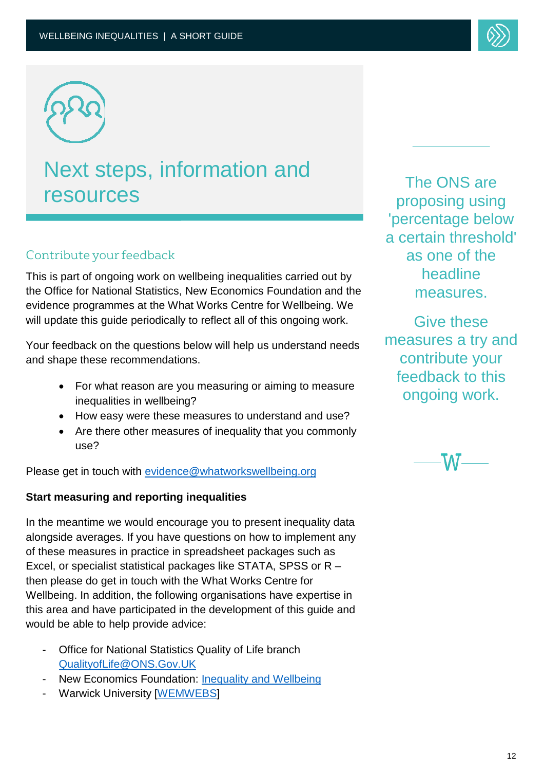# Next steps, information and resources

## Contribute your feedback

This is part of ongoing work on wellbeing inequalities carried out by the Office for National Statistics, New Economics Foundation and the evidence programmes at the What Works Centre for Wellbeing. We will update this guide periodically to reflect all of this ongoing work.

Your feedback on the questions below will help us understand needs and shape these recommendations.

- For what reason are you measuring or aiming to measure inequalities in wellbeing?
- How easy were these measures to understand and use?
- Are there other measures of inequality that you commonly use?

Please get in touch with [evidence@whatworkswellbeing.org](mailto:evidence@whatworkswellbeing.org)

**Start measuring and reporting inequalities**

In the meantime we would encourage you to present inequality data alongside averages. If you have questions on how to implement any of these measures in practice in spreadsheet packages such as Excel, or specialist statistical packages like STATA, SPSS or R – then please do get in touch with the What Works Centre for Wellbeing. In addition, the following organisations have expertise in this area and have participated in the development of this guide and would be able to help provide advice:

- Office for National Statistics Quality of Life branch [QualityofLife@ONS.Gov.UK](mailto:QualityofLife@ONS.Gov.UK)
- New Economics Foundation: Inequality and Wellbeing
- Warwick University [WEMWEBS]

The ONS are proposing using 'percentage below a certain threshold' as one of the headline measures.

Give these measures a try and contribute your feedback to this ongoing work.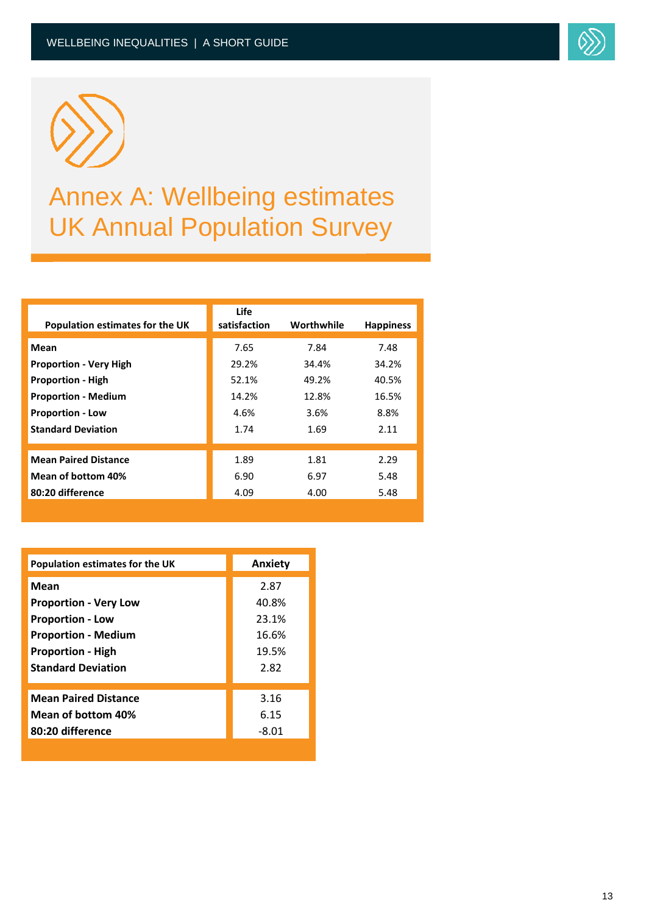# Annex A: Wellbeing estimates UK Annual Population Survey

| Population estimates for the UK | Life satisfaction | Worthwhile | Happiness |
|---|---|---|---|
| **Mean** | 7.65 | 7.84 | 7.48 |
| **Proportion - Very High** | 29.2% | 34.4% | 34.2% |
| **Proportion - High** | 52.1% | 49.2% | 40.5% |
| **Proportion - Medium** | 14.2% | 12.8% | 16.5% |
| **Proportion - Low** | 4.6% | 3.6% | 8.8% |
| **Standard Deviation** | 1.74 | 1.69 | 2.11 |
| **Mean Paired Distance** | 1.89 | 1.81 | 2.29 |
| **Mean of bottom 40%** | 6.90 | 6.97 | 5.48 |
| **80:20 difference** | 4.09 | 4.00 | 5.48 |

| Population estimates for the UK | Anxiety |
|---|---|
| **Mean** | 2.87 |
| **Proportion - Very Low** | 40.8% |
| **Proportion - Low** | 23.1% |
| **Proportion - Medium** | 16.6% |
| **Proportion - High** | 19.5% |
| **Standard Deviation** | 2.82 |
| **Mean Paired Distance** | 3.16 |
| **Mean of bottom 40%** | 6.15 |
| **80:20 difference** | -8.01 |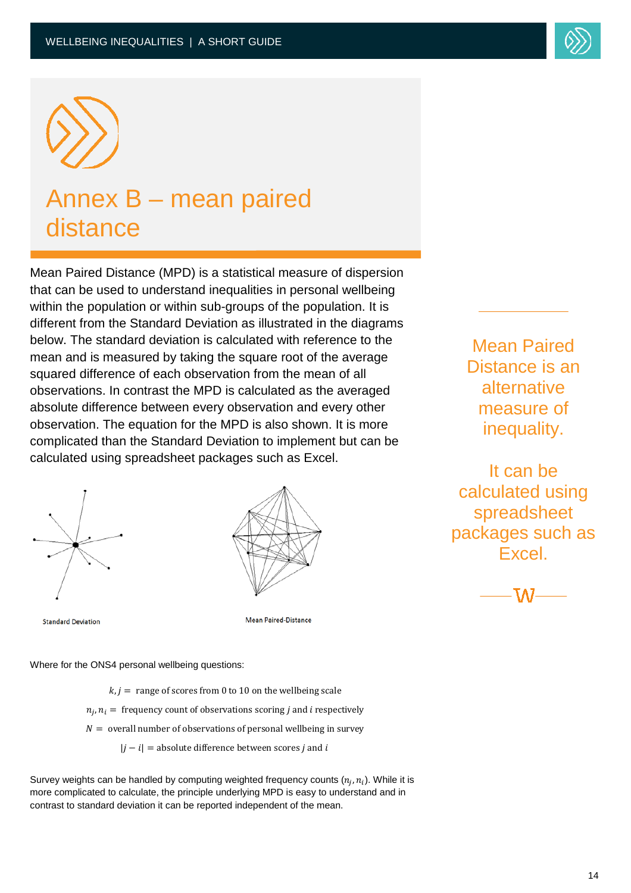# Annex B – mean paired distance

Mean Paired Distance (MPD) is a statistical measure of dispersion that can be used to understand inequalities in personal wellbeing within the population or within sub-groups of the population. It is different from the Standard Deviation as illustrated in the diagrams below. The standard deviation is calculated with reference to the mean and is measured by taking the square root of the average squared difference of each observation from the mean of all observations. In contrast the MPD is calculated as the averaged absolute difference between every observation and every other observation. The equation for the MPD is also shown. It is more complicated than the Standard Deviation to implement but can be calculated using spreadsheet packages such as Excel.

Standard Deviation

Mean Paired-Distance

Where for the ONS4 personal wellbeing questions:

$k, j =$ range of scores from 0 to 10 on the wellbeing scale

$n_j, n_i =$ frequency count of observations scoring $j$ and $i$ respectively

$N =$ overall number of observations of personal wellbeing in survey

$|j - i| =$ absolute difference between scores $j$ and $i$

Survey weights can be handled by computing weighted frequency counts $(n_j, n_i)$. While it is more complicated to calculate, the principle underlying MPD is easy to understand and in contrast to standard deviation it can be reported independent of the mean.

Mean Paired Distance is an alternative measure of inequality.

It can be calculated using spreadsheet packages such as Excel.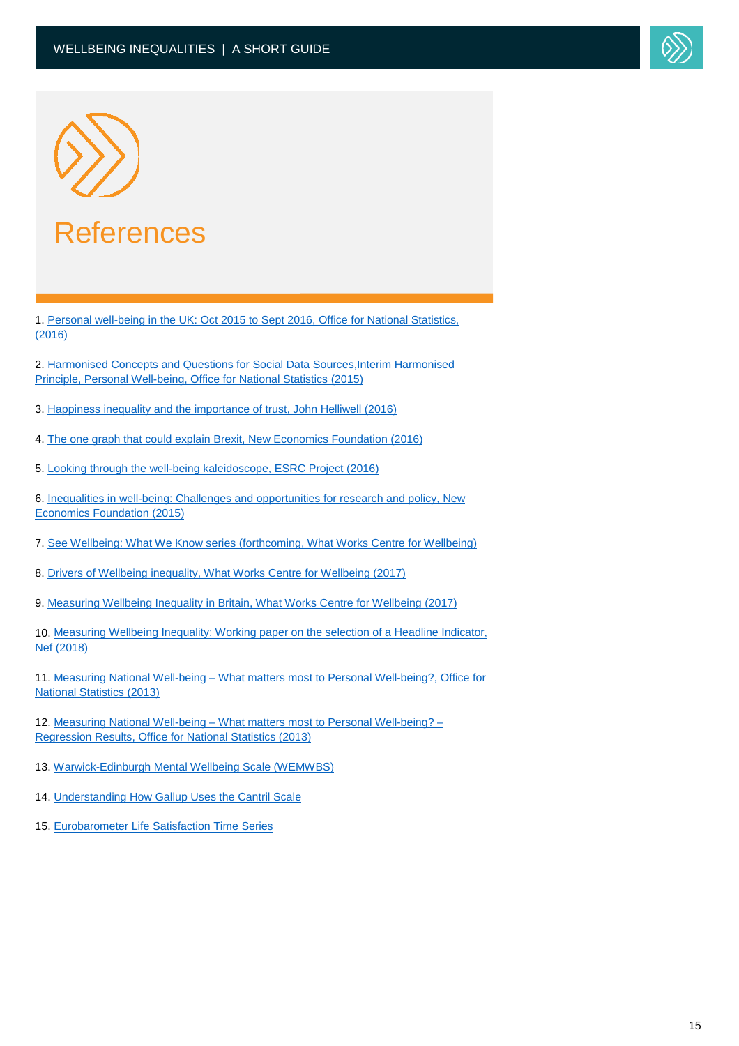# References

1. Personal well-being in the UK: Oct 2015 to Sept 2016, Office for National Statistics, (2016)

2. Harmonised Concepts and Questions for Social Data Sources,Interim Harmonised Principle, Personal Well-being, Office for National Statistics (2015)

3. Happiness inequality and the importance of trust, John Helliwell (2016)

4. The one graph that could explain Brexit, New Economics Foundation (2016)

5. Looking through the well-being kaleidoscope, ESRC Project (2016)

6. Inequalities in well-being: Challenges and opportunities for research and policy, New Economics Foundation (2015)

7. See Wellbeing: What We Know series (forthcoming, What Works Centre for Wellbeing)

8. Drivers of Wellbeing inequality, What Works Centre for Wellbeing (2017)

9. Measuring Wellbeing Inequality in Britain, What Works Centre for Wellbeing (2017)

10. Measuring Wellbeing Inequality: Working paper on the selection of a Headline Indicator, Nef (2018)

11. Measuring National Well-being – What matters most to Personal Well-being?, Office for National Statistics (2013)

12. Measuring National Well-being – What matters most to Personal Well-being? – Regression Results, Office for National Statistics (2013)

13. Warwick-Edinburgh Mental Wellbeing Scale (WEMWBS)

14. Understanding How Gallup Uses the Cantril Scale

15. Eurobarometer Life Satisfaction Time Series